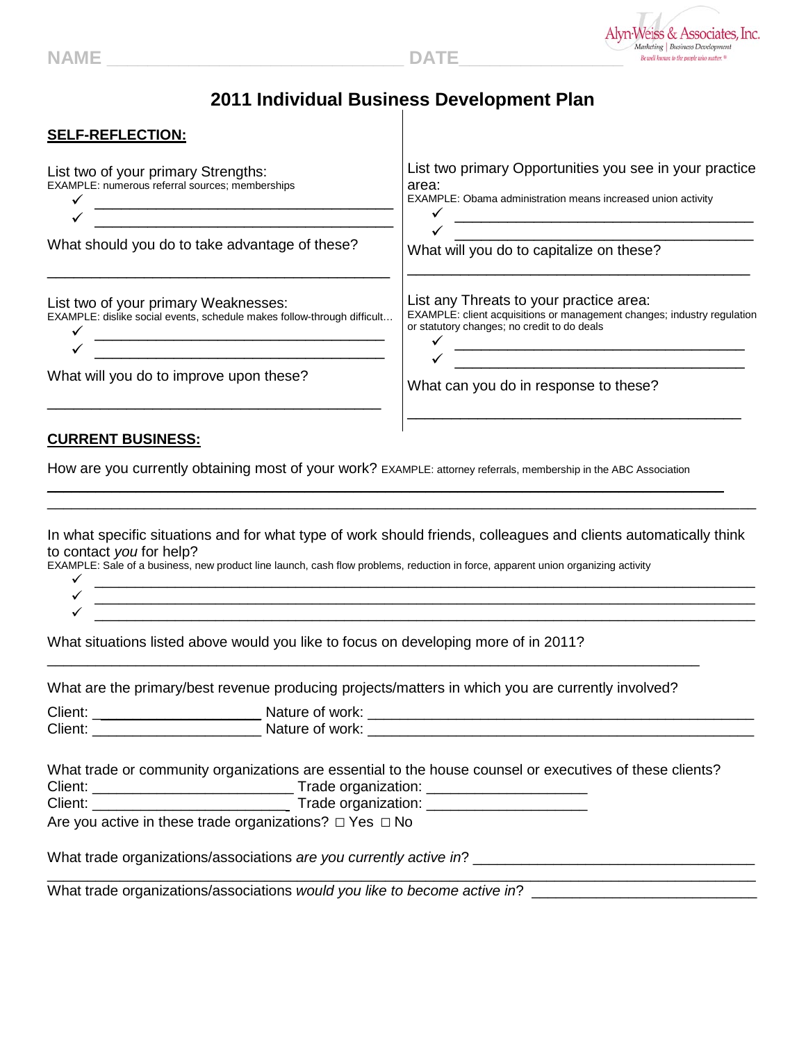NAME ______________________________ DATE ________________

Alyn-Weiss & Associates, Inc.
Marketing | Business Development
Be well known to the people who matter.®

# 2011 Individual Business Development Plan

## SELF-REFLECTION:

List two of your primary Strengths:
EXAMPLE: numerous referral sources; memberships

- ✓ ______________________________________
- ✓ ______________________________________

What should you do to take advantage of these?

__________________________________________

List two of your primary Weaknesses:
EXAMPLE: dislike social events, schedule makes follow-through difficult…

- ✓ ______________________________________
- ✓ ______________________________________

What will you do to improve upon these?

__________________________________________

List two primary Opportunities you see in your practice area:
EXAMPLE: Obama administration means increased union activity

- ✓ ______________________________________
- ✓ ______________________________________

What will you do to capitalize on these?

__________________________________________

List any Threats to your practice area:
EXAMPLE: client acquisitions or management changes; industry regulation or statutory changes; no credit to do deals

- ✓ ______________________________________
- ✓ ______________________________________

What can you do in response to these?

__________________________________________

## CURRENT BUSINESS:

How are you currently obtaining most of your work? EXAMPLE: attorney referrals, membership in the ABC Association

______________________________________________________________________________

______________________________________________________________________________

In what specific situations and for what type of work should friends, colleagues and clients automatically think to contact *you* for help?
EXAMPLE: Sale of a business, new product line launch, cash flow problems, reduction in force, apparent union organizing activity

- ✓ ______________________________________________________________________
- ✓ ______________________________________________________________________
- ✓ ______________________________________________________________________

What situations listed above would you like to focus on developing more of in 2011?

______________________________________________________________________________

What are the primary/best revenue producing projects/matters in which you are currently involved?

Client: ____________________ Nature of work: ____________________________________________
Client: ____________________ Nature of work: ____________________________________________

What trade or community organizations are essential to the house counsel or executives of these clients?
Client: ________________________ Trade organization: ___________________
Client: ________________________ Trade organization: ___________________
Are you active in these trade organizations? □ Yes □ No

What trade organizations/associations *are you currently active in*? ______________________________

______________________________________________________________________________

What trade organizations/associations *would you like to become active in*? ________________________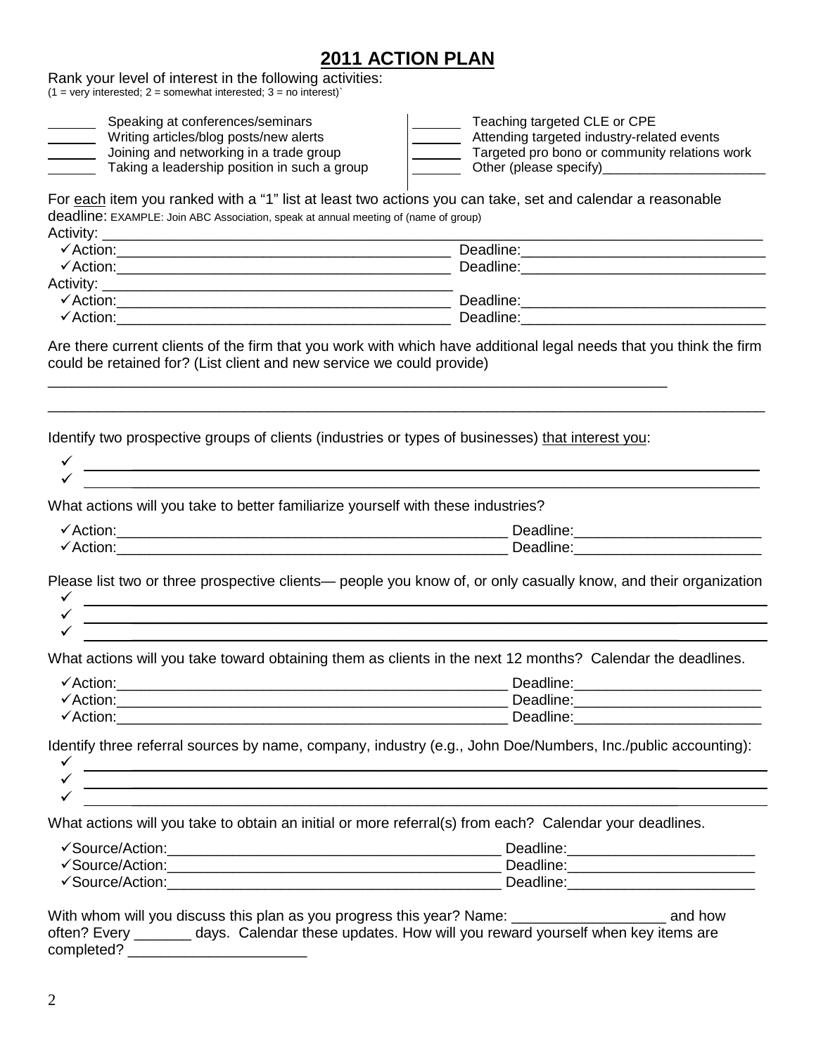# 2011 ACTION PLAN

Rank your level of interest in the following activities:
(1 = very interested; 2 = somewhat interested; 3 = no interest)`

| | | | |
|---|---|---|---|
| _______ | Speaking at conferences/seminars | _______ | Teaching targeted CLE or CPE |
| _______ | Writing articles/blog posts/new alerts | _______ | Attending targeted industry-related events |
| _______ | Joining and networking in a trade group | _______ | Targeted pro bono or community relations work |
| _______ | Taking a leadership position in such a group | _______ | Other (please specify)______________________ |

For each item you ranked with a "1" list at least two actions you can take, set and calendar a reasonable deadline: EXAMPLE: Join ABC Association, speak at annual meeting of (name of group)

Activity: ______________________________________________________________________________
- ✓Action:__________________________________________ Deadline:______________________________
- ✓Action:__________________________________________ Deadline:______________________________

Activity: ____________________________________________
- ✓Action:__________________________________________ Deadline:______________________________
- ✓Action:__________________________________________ Deadline:______________________________

Are there current clients of the firm that you work with which have additional legal needs that you think the firm could be retained for? (List client and new service we could provide)

______________________________________________________________________________

______________________________________________________________________________

Identify two prospective groups of clients (industries or types of businesses) that interest you:

- ✓ ______________________________________________________________________________
- ✓ ______________________________________________________________________________

What actions will you take to better familiarize yourself with these industries?

- ✓Action:________________________________________________ Deadline:_______________________
- ✓Action:________________________________________________ Deadline:_______________________

Please list two or three prospective clients— people you know of, or only casually know, and their organization

- ✓ ______________________________________________________________________________
- ✓ ______________________________________________________________________________
- ✓ ______________________________________________________________________________

What actions will you take toward obtaining them as clients in the next 12 months? Calendar the deadlines.

- ✓Action:________________________________________________ Deadline:_______________________
- ✓Action:________________________________________________ Deadline:_______________________
- ✓Action:________________________________________________ Deadline:_______________________

Identify three referral sources by name, company, industry (e.g., John Doe/Numbers, Inc./public accounting):

- ✓ ______________________________________________________________________________
- ✓ ______________________________________________________________________________
- ✓ ______________________________________________________________________________

What actions will you take to obtain an initial or more referral(s) from each? Calendar your deadlines.

- ✓Source/Action:_________________________________________ Deadline:_______________________
- ✓Source/Action:_________________________________________ Deadline:_______________________
- ✓Source/Action:_________________________________________ Deadline:_______________________

With whom will you discuss this plan as you progress this year? Name: ___________________ and how often? Every _______ days. Calendar these updates. How will you reward yourself when key items are completed? ______________________